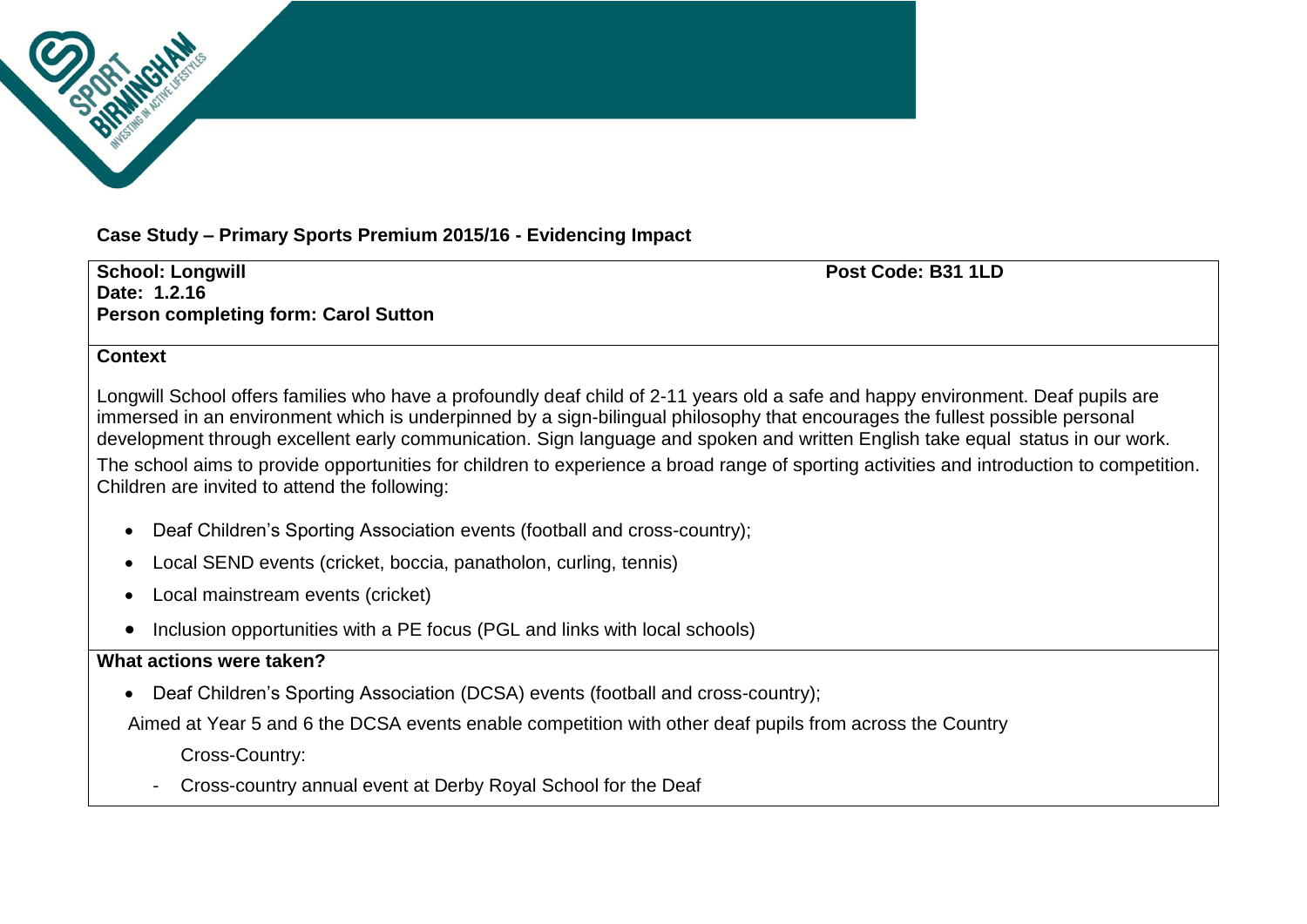**Case Study – Primary Sports Premium 2015/16 - Evidencing Impact**

**School: Longwill** **Post Code: B31 1LD**
**Date: 1.2.16**
**Person completing form: Carol Sutton**

**Context**

Longwill School offers families who have a profoundly deaf child of 2-11 years old a safe and happy environment. Deaf pupils are immersed in an environment which is underpinned by a sign-bilingual philosophy that encourages the fullest possible personal development through excellent early communication. Sign language and spoken and written English take equal status in our work.

The school aims to provide opportunities for children to experience a broad range of sporting activities and introduction to competition. Children are invited to attend the following:

- Deaf Children's Sporting Association events (football and cross-country);
- Local SEND events (cricket, boccia, panatholon, curling, tennis)
- Local mainstream events (cricket)
- Inclusion opportunities with a PE focus (PGL and links with local schools)

**What actions were taken?**

- Deaf Children's Sporting Association (DCSA) events (football and cross-country);

Aimed at Year 5 and 6 the DCSA events enable competition with other deaf pupils from across the Country

Cross-Country:

- Cross-country annual event at Derby Royal School for the Deaf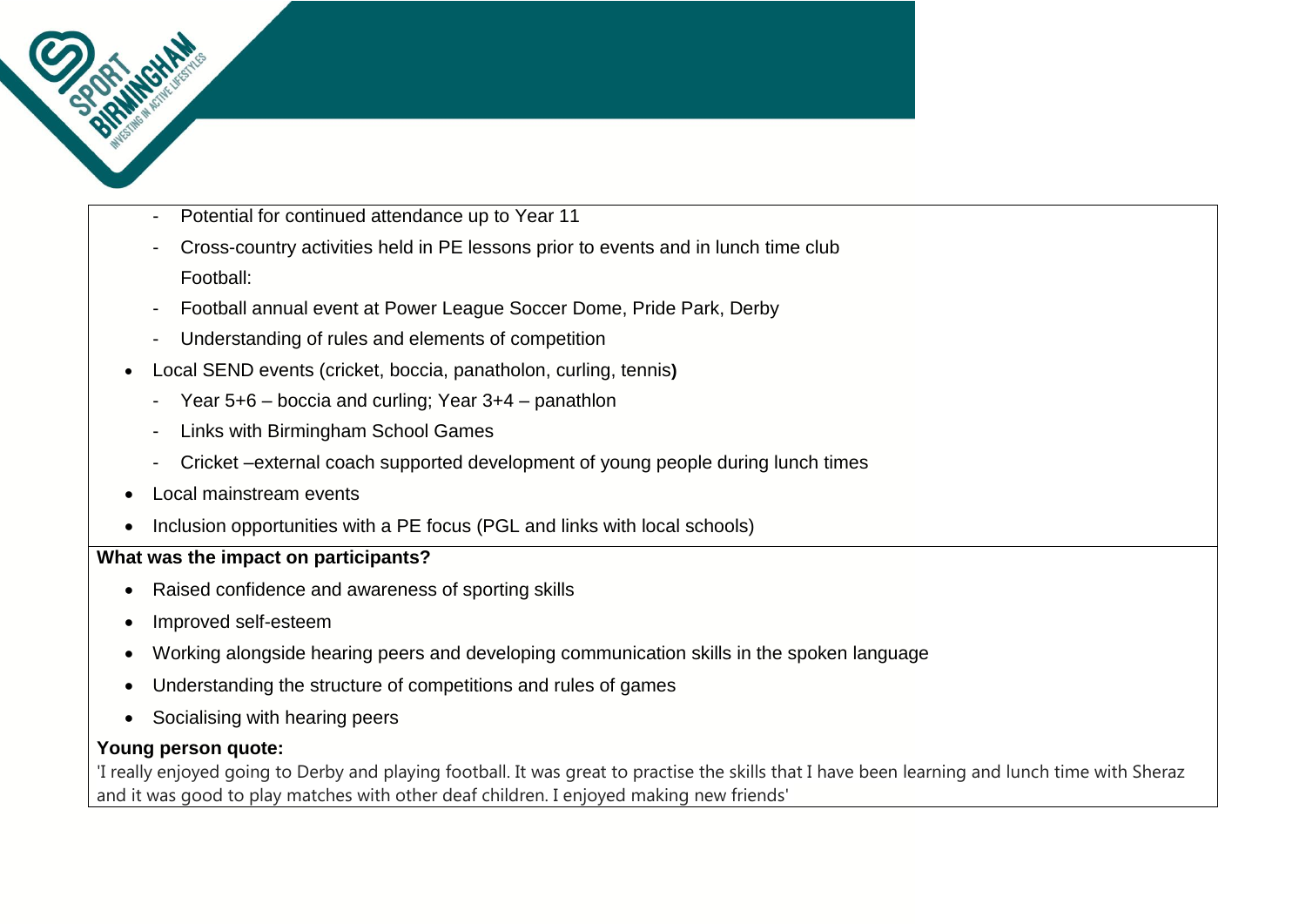- Potential for continued attendance up to Year 11
- Cross-country activities held in PE lessons prior to events and in lunch time club

Football:

- Football annual event at Power League Soccer Dome, Pride Park, Derby
- Understanding of rules and elements of competition

- Local SEND events (cricket, boccia, panatholon, curling, tennis**)**
  - Year 5+6 – boccia and curling; Year 3+4 – panathlon
  - Links with Birmingham School Games
  - Cricket –external coach supported development of young people during lunch times
- Local mainstream events
- Inclusion opportunities with a PE focus (PGL and links with local schools)

**What was the impact on participants?**

- Raised confidence and awareness of sporting skills
- Improved self-esteem
- Working alongside hearing peers and developing communication skills in the spoken language
- Understanding the structure of competitions and rules of games
- Socialising with hearing peers

**Young person quote:**

'I really enjoyed going to Derby and playing football. It was great to practise the skills that I have been learning and lunch time with Sheraz and it was good to play matches with other deaf children. I enjoyed making new friends'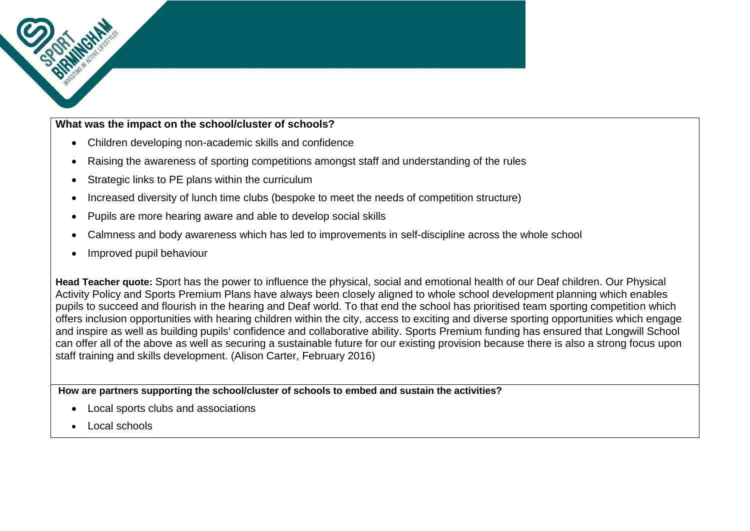**What was the impact on the school/cluster of schools?**

- Children developing non-academic skills and confidence
- Raising the awareness of sporting competitions amongst staff and understanding of the rules
- Strategic links to PE plans within the curriculum
- Increased diversity of lunch time clubs (bespoke to meet the needs of competition structure)
- Pupils are more hearing aware and able to develop social skills
- Calmness and body awareness which has led to improvements in self-discipline across the whole school
- Improved pupil behaviour

**Head Teacher quote:** Sport has the power to influence the physical, social and emotional health of our Deaf children. Our Physical Activity Policy and Sports Premium Plans have always been closely aligned to whole school development planning which enables pupils to succeed and flourish in the hearing and Deaf world. To that end the school has prioritised team sporting competition which offers inclusion opportunities with hearing children within the city, access to exciting and diverse sporting opportunities which engage and inspire as well as building pupils' confidence and collaborative ability. Sports Premium funding has ensured that Longwill School can offer all of the above as well as securing a sustainable future for our existing provision because there is also a strong focus upon staff training and skills development. (Alison Carter, February 2016)

**How are partners supporting the school/cluster of schools to embed and sustain the activities?**

- Local sports clubs and associations
- Local schools